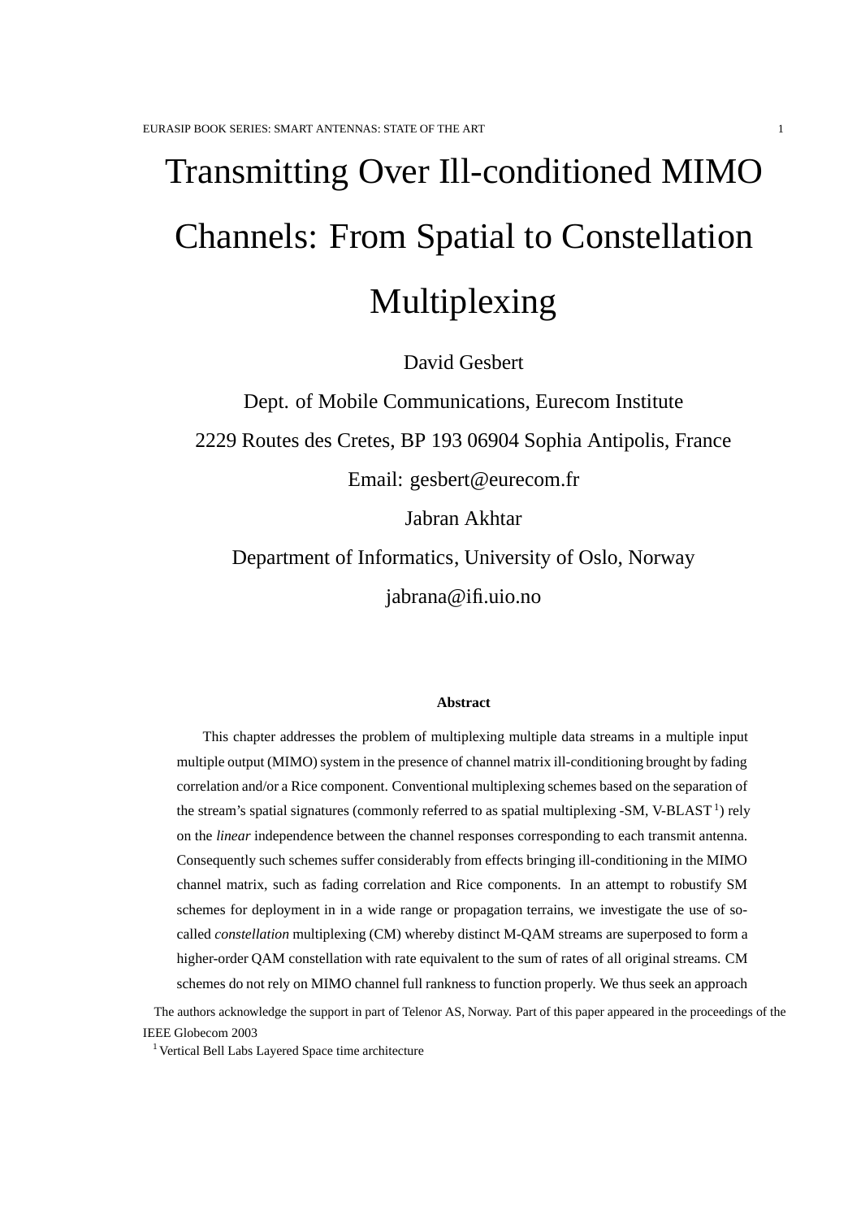# Transmitting Over Ill-conditioned MIMO Channels: From Spatial to Constellation Multiplexing

David Gesbert

Dept. of Mobile Communications, Eurecom Institute

2229 Routes des Cretes, BP 193 06904 Sophia Antipolis, France

Email: gesbert@eurecom.fr

Jabran Akhtar

Department of Informatics, University of Oslo, Norway

jabrana@ifi.uio.no

### Abstract

This chapter addresses the problem of multiplexing multiple data streams in a multiple input multiple output (MIMO) system in the presence of channel matrix ill-conditioning brought by fading correlation and/or a Rice component. Conventional multiplexing schemes based on the separation of the stream's spatial signatures (commonly referred to as spatial multiplexing -SM, V-BLAST [1]) rely on the *linear* independence between the channel responses corresponding to each transmit antenna. Consequently such schemes suffer considerably from effects bringing ill-conditioning in the MIMO channel matrix, such as fading correlation and Rice components. In an attempt to robustify SM schemes for deployment in in a wide range or propagation terrains, we investigate the use of so-called *constellation* multiplexing (CM) whereby distinct M-QAM streams are superposed to form a higher-order QAM constellation with rate equivalent to the sum of rates of all original streams. CM schemes do not rely on MIMO channel full rankness to function properly. We thus seek an approach

The authors acknowledge the support in part of Telenor AS, Norway. Part of this paper appeared in the proceedings of the IEEE Globecom 2003

[1] Vertical Bell Labs Layered Space time architecture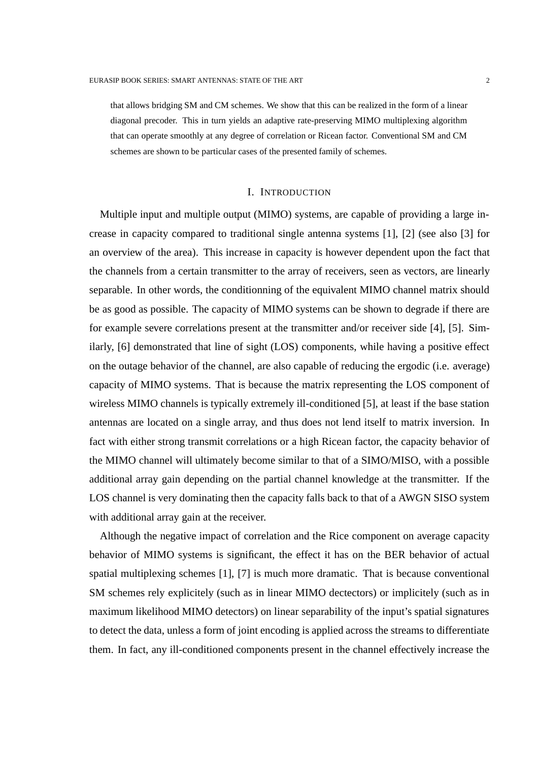that allows bridging SM and CM schemes. We show that this can be realized in the form of a linear diagonal precoder. This in turn yields an adaptive rate-preserving MIMO multiplexing algorithm that can operate smoothly at any degree of correlation or Ricean factor. Conventional SM and CM schemes are shown to be particular cases of the presented family of schemes.

## I. Introduction

Multiple input and multiple output (MIMO) systems, are capable of providing a large increase in capacity compared to traditional single antenna systems [1], [2] (see also [3] for an overview of the area). This increase in capacity is however dependent upon the fact that the channels from a certain transmitter to the array of receivers, seen as vectors, are linearly separable. In other words, the conditionning of the equivalent MIMO channel matrix should be as good as possible. The capacity of MIMO systems can be shown to degrade if there are for example severe correlations present at the transmitter and/or receiver side [4], [5]. Similarly, [6] demonstrated that line of sight (LOS) components, while having a positive effect on the outage behavior of the channel, are also capable of reducing the ergodic (i.e. average) capacity of MIMO systems. That is because the matrix representing the LOS component of wireless MIMO channels is typically extremely ill-conditioned [5], at least if the base station antennas are located on a single array, and thus does not lend itself to matrix inversion. In fact with either strong transmit correlations or a high Ricean factor, the capacity behavior of the MIMO channel will ultimately become similar to that of a SIMO/MISO, with a possible additional array gain depending on the partial channel knowledge at the transmitter. If the LOS channel is very dominating then the capacity falls back to that of a AWGN SISO system with additional array gain at the receiver.

Although the negative impact of correlation and the Rice component on average capacity behavior of MIMO systems is significant, the effect it has on the BER behavior of actual spatial multiplexing schemes [1], [7] is much more dramatic. That is because conventional SM schemes rely explicitely (such as in linear MIMO dectectors) or implicitely (such as in maximum likelihood MIMO detectors) on linear separability of the input's spatial signatures to detect the data, unless a form of joint encoding is applied across the streams to differentiate them. In fact, any ill-conditioned components present in the channel effectively increase the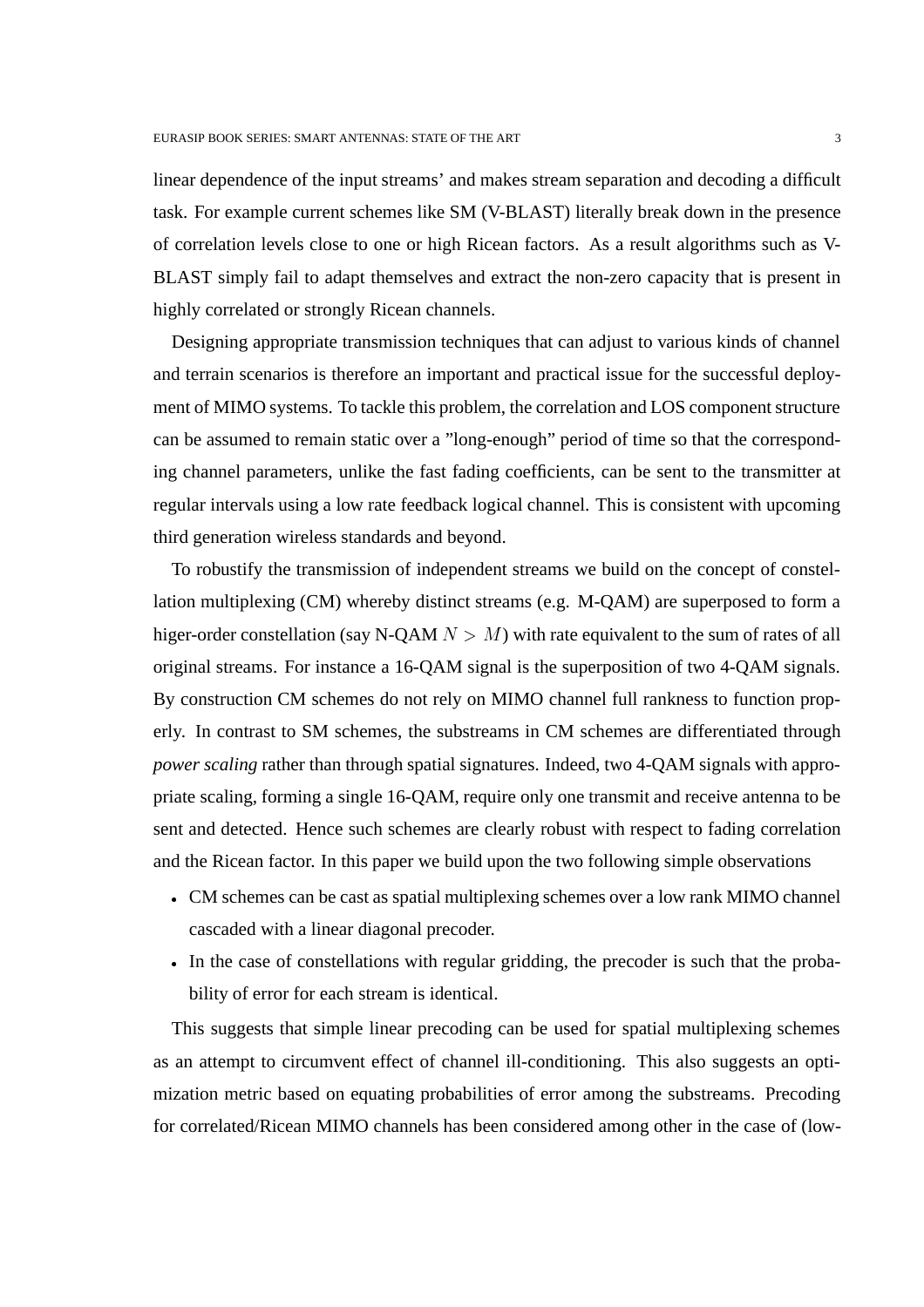linear dependence of the input streams' and makes stream separation and decoding a difficult task. For example current schemes like SM (V-BLAST) literally break down in the presence of correlation levels close to one or high Ricean factors. As a result algorithms such as V-BLAST simply fail to adapt themselves and extract the non-zero capacity that is present in highly correlated or strongly Ricean channels.

Designing appropriate transmission techniques that can adjust to various kinds of channel and terrain scenarios is therefore an important and practical issue for the successful deployment of MIMO systems. To tackle this problem, the correlation and LOS component structure can be assumed to remain static over a "long-enough" period of time so that the corresponding channel parameters, unlike the fast fading coefficients, can be sent to the transmitter at regular intervals using a low rate feedback logical channel. This is consistent with upcoming third generation wireless standards and beyond.

To robustify the transmission of independent streams we build on the concept of constellation multiplexing (CM) whereby distinct streams (e.g. M-QAM) are superposed to form a higer-order constellation (say N-QAM $N > M$) with rate equivalent to the sum of rates of all original streams. For instance a 16-QAM signal is the superposition of two 4-QAM signals. By construction CM schemes do not rely on MIMO channel full rankness to function properly. In contrast to SM schemes, the substreams in CM schemes are differentiated through *power scaling* rather than through spatial signatures. Indeed, two 4-QAM signals with appropriate scaling, forming a single 16-QAM, require only one transmit and receive antenna to be sent and detected. Hence such schemes are clearly robust with respect to fading correlation and the Ricean factor. In this paper we build upon the two following simple observations

- CM schemes can be cast as spatial multiplexing schemes over a low rank MIMO channel cascaded with a linear diagonal precoder.
- In the case of constellations with regular gridding, the precoder is such that the probability of error for each stream is identical.

This suggests that simple linear precoding can be used for spatial multiplexing schemes as an attempt to circumvent effect of channel ill-conditioning. This also suggests an optimization metric based on equating probabilities of error among the substreams. Precoding for correlated/Ricean MIMO channels has been considered among other in the case of (low-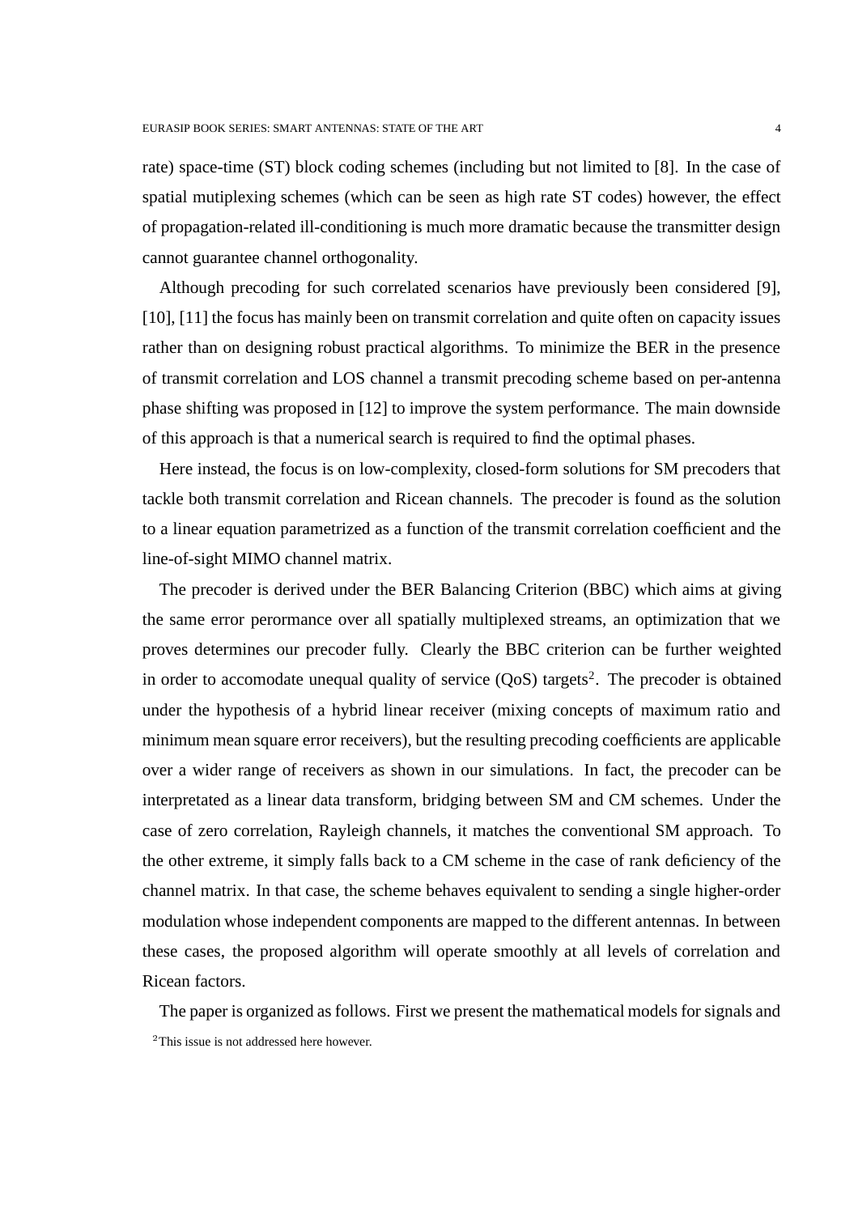rate) space-time (ST) block coding schemes (including but not limited to [8]. In the case of spatial mutiplexing schemes (which can be seen as high rate ST codes) however, the effect of propagation-related ill-conditioning is much more dramatic because the transmitter design cannot guarantee channel orthogonality.

Although precoding for such correlated scenarios have previously been considered [9], [10], [11] the focus has mainly been on transmit correlation and quite often on capacity issues rather than on designing robust practical algorithms. To minimize the BER in the presence of transmit correlation and LOS channel a transmit precoding scheme based on per-antenna phase shifting was proposed in [12] to improve the system performance. The main downside of this approach is that a numerical search is required to find the optimal phases.

Here instead, the focus is on low-complexity, closed-form solutions for SM precoders that tackle both transmit correlation and Ricean channels. The precoder is found as the solution to a linear equation parametrized as a function of the transmit correlation coefficient and the line-of-sight MIMO channel matrix.

The precoder is derived under the BER Balancing Criterion (BBC) which aims at giving the same error perormance over all spatially multiplexed streams, an optimization that we proves determines our precoder fully. Clearly the BBC criterion can be further weighted in order to accomodate unequal quality of service (QoS) targets[2]. The precoder is obtained under the hypothesis of a hybrid linear receiver (mixing concepts of maximum ratio and minimum mean square error receivers), but the resulting precoding coefficients are applicable over a wider range of receivers as shown in our simulations. In fact, the precoder can be interpretated as a linear data transform, bridging between SM and CM schemes. Under the case of zero correlation, Rayleigh channels, it matches the conventional SM approach. To the other extreme, it simply falls back to a CM scheme in the case of rank deficiency of the channel matrix. In that case, the scheme behaves equivalent to sending a single higher-order modulation whose independent components are mapped to the different antennas. In between these cases, the proposed algorithm will operate smoothly at all levels of correlation and Ricean factors.

The paper is organized as follows. First we present the mathematical models for signals and

[2]This issue is not addressed here however.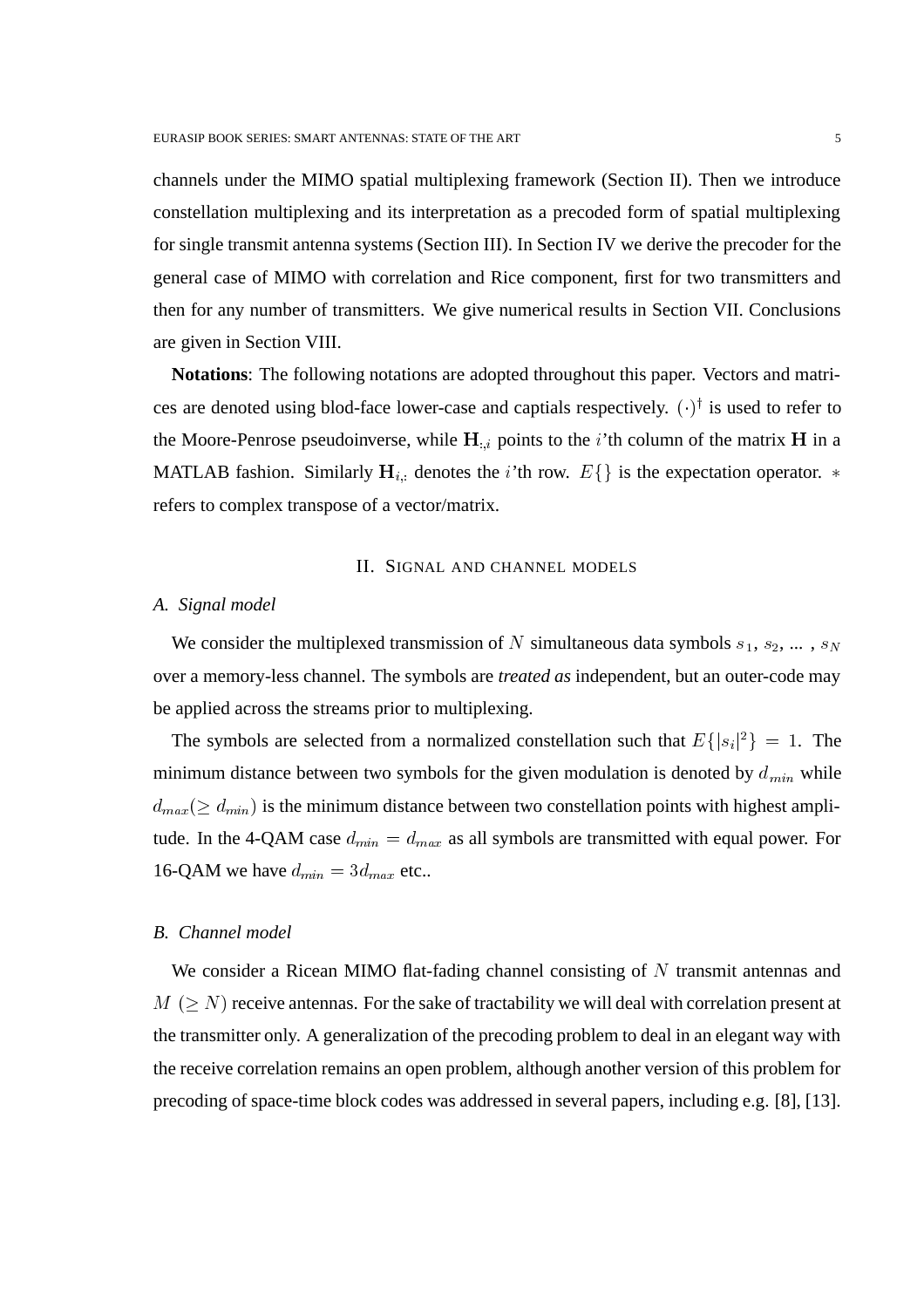channels under the MIMO spatial multiplexing framework (Section II). Then we introduce constellation multiplexing and its interpretation as a precoded form of spatial multiplexing for single transmit antenna systems (Section III). In Section IV we derive the precoder for the general case of MIMO with correlation and Rice component, first for two transmitters and then for any number of transmitters. We give numerical results in Section VII. Conclusions are given in Section VIII.

**Notations**: The following notations are adopted throughout this paper. Vectors and matrices are denoted using blod-face lower-case and captials respectively. $(\cdot)^{\dagger}$ is used to refer to the Moore-Penrose pseudoinverse, while $\mathbf{H}_{:,i}$ points to the $i$'th column of the matrix $\mathbf{H}$ in a MATLAB fashion. Similarly $\mathbf{H}_{i,:}$ denotes the $i$'th row. $E\{\}$ is the expectation operator. $*$ refers to complex transpose of a vector/matrix.

## II. Signal and channel models

### A. Signal model

We consider the multiplexed transmission of $N$ simultaneous data symbols $s_1$, $s_2$, ... , $s_N$ over a memory-less channel. The symbols are *treated as* independent, but an outer-code may be applied across the streams prior to multiplexing.

The symbols are selected from a normalized constellation such that $E\{|s_i|^2\} = 1$. The minimum distance between two symbols for the given modulation is denoted by $d_{min}$ while $d_{max}(\geq d_{min})$ is the minimum distance between two constellation points with highest amplitude. In the 4-QAM case $d_{min} = d_{max}$ as all symbols are transmitted with equal power. For 16-QAM we have $d_{min} = 3d_{max}$ etc..

### B. Channel model

We consider a Ricean MIMO flat-fading channel consisting of $N$ transmit antennas and $M$ $(\geq N)$ receive antennas. For the sake of tractability we will deal with correlation present at the transmitter only. A generalization of the precoding problem to deal in an elegant way with the receive correlation remains an open problem, although another version of this problem for precoding of space-time block codes was addressed in several papers, including e.g. [8], [13].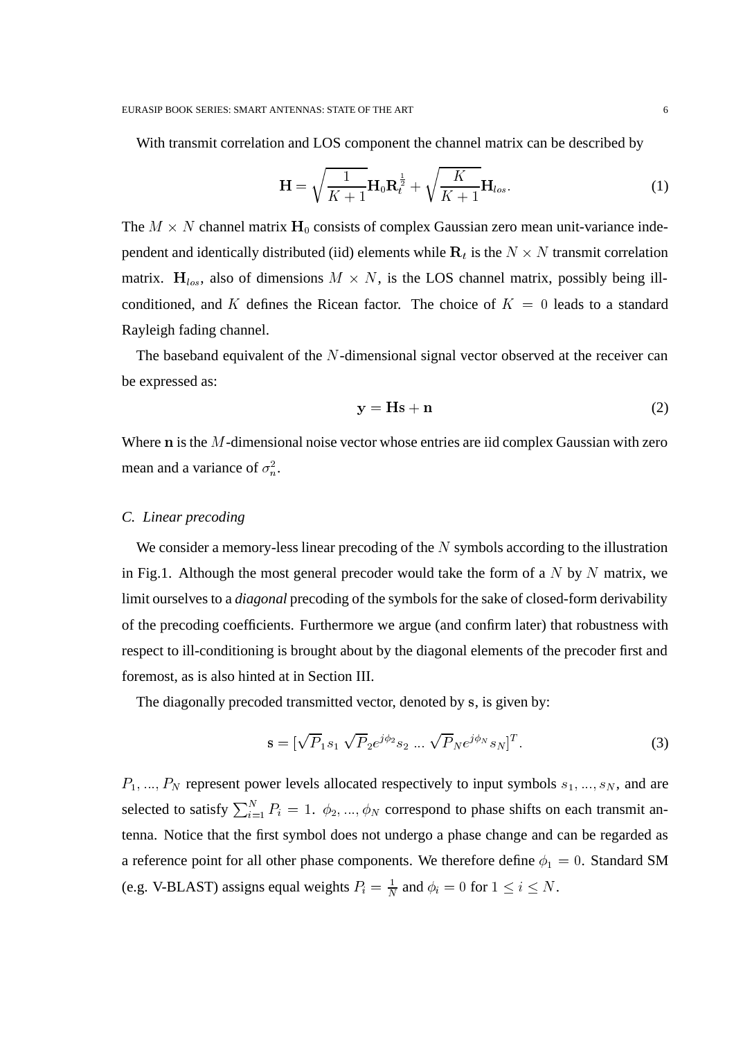With transmit correlation and LOS component the channel matrix can be described by

$$\mathbf{H} = \sqrt{\frac{1}{K+1}}\mathbf{H}_0\mathbf{R}_t^{\frac{1}{2}} + \sqrt{\frac{K}{K+1}}\mathbf{H}_{los}. \tag{1}$$

The $M \times N$ channel matrix $\mathbf{H}_0$ consists of complex Gaussian zero mean unit-variance independent and identically distributed (iid) elements while $\mathbf{R}_t$ is the $N \times N$ transmit correlation matrix. $\mathbf{H}_{los}$, also of dimensions $M \times N$, is the LOS channel matrix, possibly being ill-conditioned, and $K$ defines the Ricean factor. The choice of $K = 0$ leads to a standard Rayleigh fading channel.

The baseband equivalent of the $N$-dimensional signal vector observed at the receiver can be expressed as:

$$\mathbf{y} = \mathbf{H}\mathbf{s} + \mathbf{n} \tag{2}$$

Where $\mathbf{n}$ is the $M$-dimensional noise vector whose entries are iid complex Gaussian with zero mean and a variance of $\sigma_n^2$.

### C. Linear precoding

We consider a memory-less linear precoding of the $N$ symbols according to the illustration in Fig.1. Although the most general precoder would take the form of a $N$ by $N$ matrix, we limit ourselves to a *diagonal* precoding of the symbols for the sake of closed-form derivability of the precoding coefficients. Furthermore we argue (and confirm later) that robustness with respect to ill-conditioning is brought about by the diagonal elements of the precoder first and foremost, as is also hinted at in Section III.

The diagonally precoded transmitted vector, denoted by $\mathbf{s}$, is given by:

$$\mathbf{s} = [\sqrt{P}_1 s_1 \ \sqrt{P}_2 e^{j\phi_2} s_2 \ ... \ \sqrt{P}_N e^{j\phi_N} s_N]^T. \tag{3}$$

$P_1, ..., P_N$ represent power levels allocated respectively to input symbols $s_1, ..., s_N$, and are selected to satisfy $\sum_{i=1}^{N} P_i = 1$. $\phi_2, ..., \phi_N$ correspond to phase shifts on each transmit antenna. Notice that the first symbol does not undergo a phase change and can be regarded as a reference point for all other phase components. We therefore define $\phi_1 = 0$. Standard SM (e.g. V-BLAST) assigns equal weights $P_i = \frac{1}{N}$ and $\phi_i = 0$ for $1 \leq i \leq N$.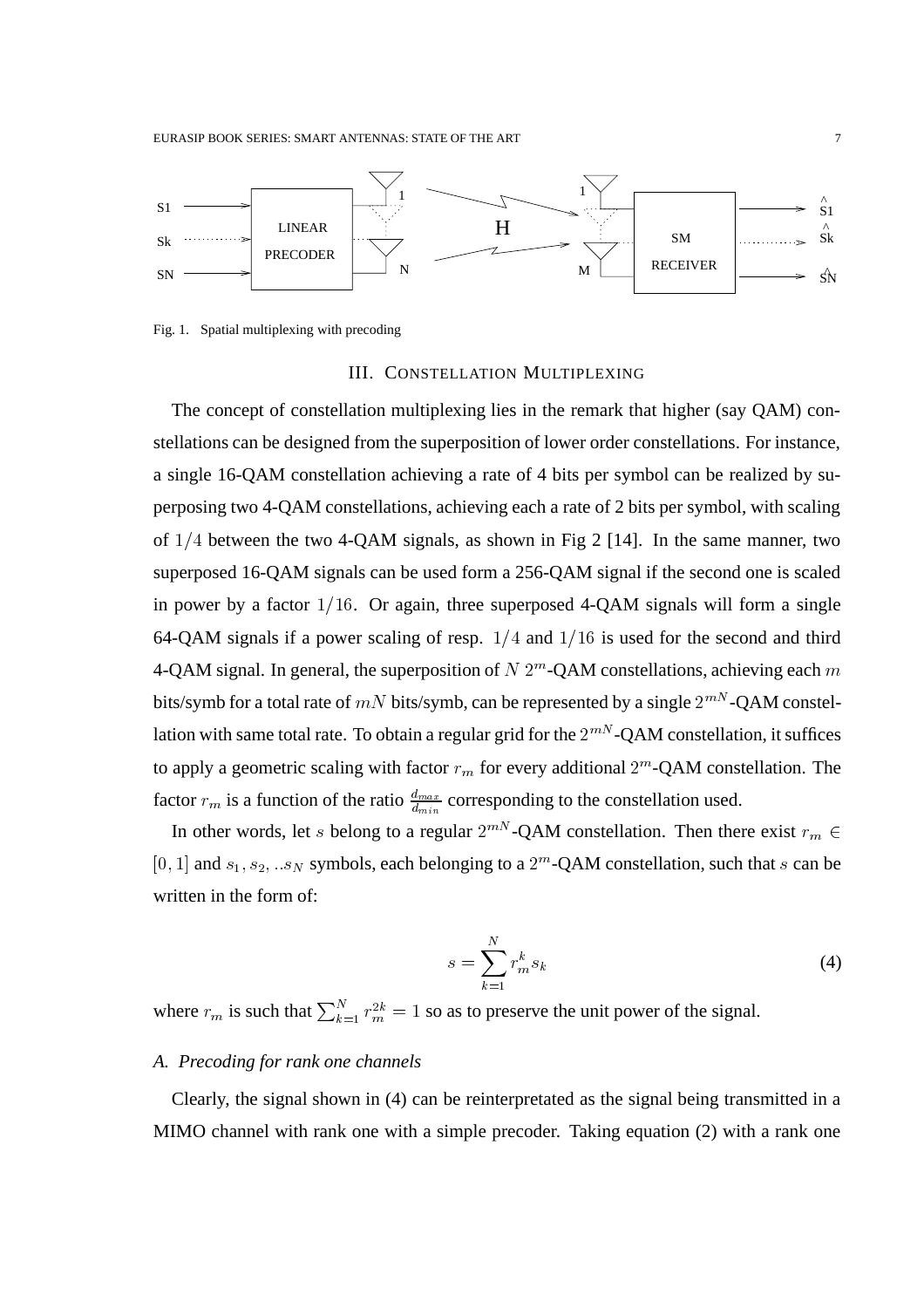Fig. 1. Spatial multiplexing with precoding

## III. CONSTELLATION MULTIPLEXING

The concept of constellation multiplexing lies in the remark that higher (say QAM) constellations can be designed from the superposition of lower order constellations. For instance, a single 16-QAM constellation achieving a rate of 4 bits per symbol can be realized by superposing two 4-QAM constellations, achieving each a rate of 2 bits per symbol, with scaling of $1/4$ between the two 4-QAM signals, as shown in Fig 2 [14]. In the same manner, two superposed 16-QAM signals can be used form a 256-QAM signal if the second one is scaled in power by a factor $1/16$. Or again, three superposed 4-QAM signals will form a single 64-QAM signals if a power scaling of resp. $1/4$ and $1/16$ is used for the second and third 4-QAM signal. In general, the superposition of $N$ $2^m$-QAM constellations, achieving each $m$ bits/symb for a total rate of $mN$ bits/symb, can be represented by a single $2^{mN}$-QAM constellation with same total rate. To obtain a regular grid for the $2^{mN}$-QAM constellation, it suffices to apply a geometric scaling with factor $r_m$ for every additional $2^m$-QAM constellation. The factor $r_m$ is a function of the ratio $\frac{d_{max}}{d_{min}}$ corresponding to the constellation used.

In other words, let $s$ belong to a regular $2^{mN}$-QAM constellation. Then there exist $r_m \in [0, 1]$ and $s_1, s_2, ..s_N$ symbols, each belonging to a $2^m$-QAM constellation, such that $s$ can be written in the form of:

$$s = \sum_{k=1}^{N} r_m^k s_k \tag{4}$$

where $r_m$ is such that $\sum_{k=1}^{N} r_m^{2k} = 1$ so as to preserve the unit power of the signal.

### *A. Precoding for rank one channels*

Clearly, the signal shown in (4) can be reinterpretated as the signal being transmitted in a MIMO channel with rank one with a simple precoder. Taking equation (2) with a rank one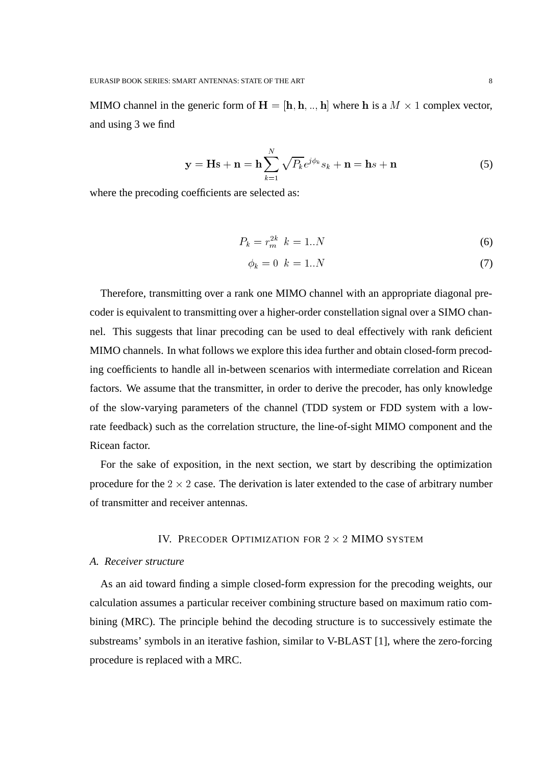MIMO channel in the generic form of $\mathbf{H} = [\mathbf{h}, \mathbf{h}, .., \mathbf{h}]$ where $\mathbf{h}$ is a $M \times 1$ complex vector, and using 3 we find

$$\mathbf{y} = \mathbf{H}\mathbf{s} + \mathbf{n} = \mathbf{h}\sum_{k=1}^{N} \sqrt{P_k} e^{j\phi_k} s_k + \mathbf{n} = \mathbf{h}s + \mathbf{n} \tag{5}$$

where the precoding coefficients are selected as:

$$P_k = r_m^{2k} \;\; k = 1..N \tag{6}$$

$$\phi_k = 0 \;\; k = 1..N \tag{7}$$

Therefore, transmitting over a rank one MIMO channel with an appropriate diagonal precoder is equivalent to transmitting over a higher-order constellation signal over a SIMO channel. This suggests that linar precoding can be used to deal effectively with rank deficient MIMO channels. In what follows we explore this idea further and obtain closed-form precoding coefficients to handle all in-between scenarios with intermediate correlation and Ricean factors. We assume that the transmitter, in order to derive the precoder, has only knowledge of the slow-varying parameters of the channel (TDD system or FDD system with a low-rate feedback) such as the correlation structure, the line-of-sight MIMO component and the Ricean factor.

For the sake of exposition, in the next section, we start by describing the optimization procedure for the $2 \times 2$ case. The derivation is later extended to the case of arbitrary number of transmitter and receiver antennas.

## IV. Precoder Optimization for $2 \times 2$ MIMO system

### *A. Receiver structure*

As an aid toward finding a simple closed-form expression for the precoding weights, our calculation assumes a particular receiver combining structure based on maximum ratio combining (MRC). The principle behind the decoding structure is to successively estimate the substreams' symbols in an iterative fashion, similar to V-BLAST [1], where the zero-forcing procedure is replaced with a MRC.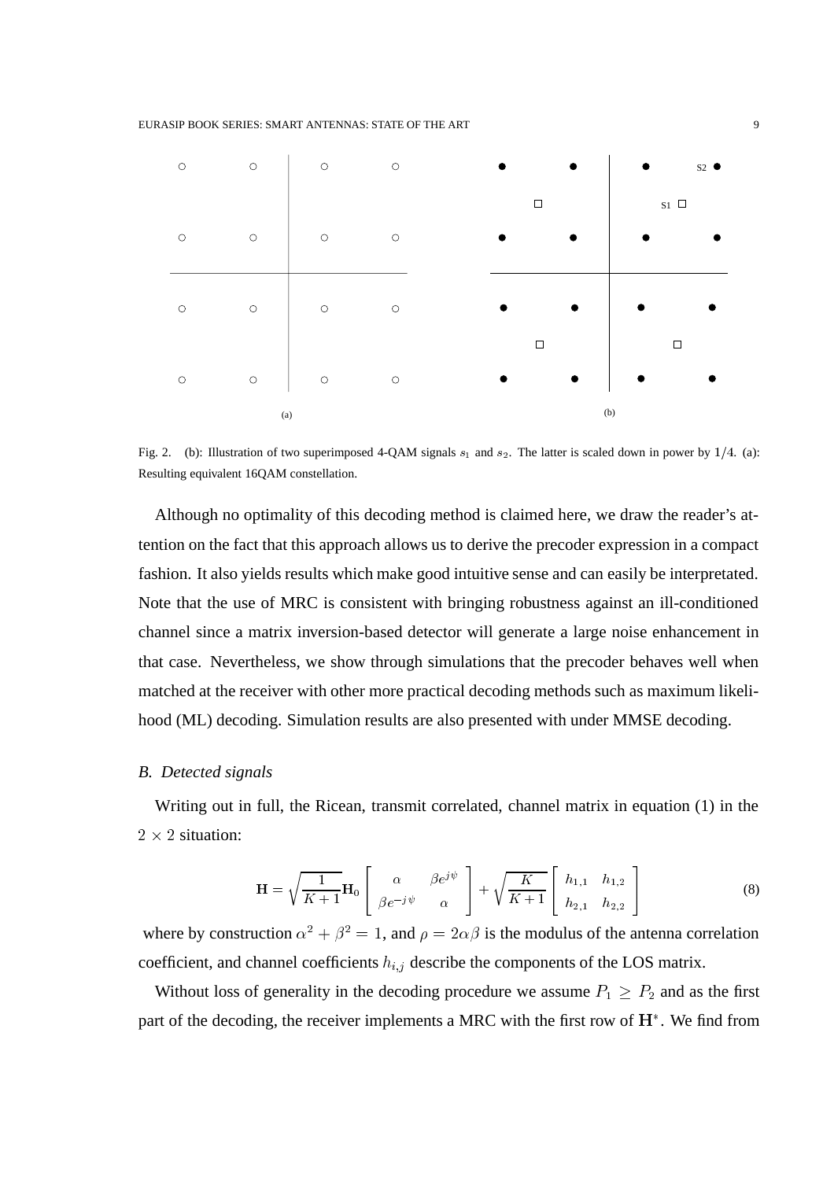Fig. 2. (b): Illustration of two superimposed 4-QAM signals $s_1$ and $s_2$. The latter is scaled down in power by $1/4$. (a): Resulting equivalent 16QAM constellation.

Although no optimality of this decoding method is claimed here, we draw the reader's attention on the fact that this approach allows us to derive the precoder expression in a compact fashion. It also yields results which make good intuitive sense and can easily be interpretated. Note that the use of MRC is consistent with bringing robustness against an ill-conditioned channel since a matrix inversion-based detector will generate a large noise enhancement in that case. Nevertheless, we show through simulations that the precoder behaves well when matched at the receiver with other more practical decoding methods such as maximum likelihood (ML) decoding. Simulation results are also presented with under MMSE decoding.

### *B. Detected signals*

Writing out in full, the Ricean, transmit correlated, channel matrix in equation (1) in the $2 \times 2$ situation:

$$\mathbf{H} = \sqrt{\frac{1}{K+1}}\mathbf{H}_0 \begin{bmatrix} \alpha & \beta e^{j\psi} \\ \beta e^{-j\psi} & \alpha \end{bmatrix} + \sqrt{\frac{K}{K+1}} \begin{bmatrix} h_{1,1} & h_{1,2} \\ h_{2,1} & h_{2,2} \end{bmatrix} \tag{8}$$

where by construction $\alpha^2 + \beta^2 = 1$, and $\rho = 2\alpha\beta$ is the modulus of the antenna correlation coefficient, and channel coefficients $h_{i,j}$ describe the components of the LOS matrix.

Without loss of generality in the decoding procedure we assume $P_1 \geq P_2$ and as the first part of the decoding, the receiver implements a MRC with the first row of $\mathbf{H}^*$. We find from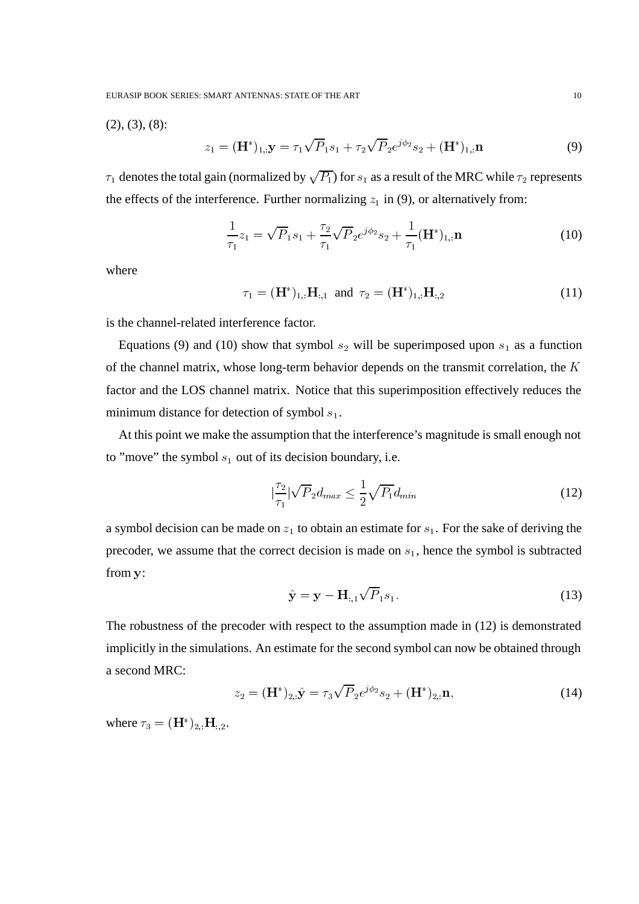(2), (3), (8):

$$z_1 = (\mathbf{H}^*)_{1,:}\mathbf{y} = \tau_1\sqrt{P}_1 s_1 + \tau_2\sqrt{P}_2 e^{j\phi_2} s_2 + (\mathbf{H}^*)_{1,:}\mathbf{n} \tag{9}$$

$\tau_1$ denotes the total gain (normalized by $\sqrt{P_1}$) for $s_1$ as a result of the MRC while $\tau_2$ represents the effects of the interference. Further normalizing $z_1$ in (9), or alternatively from:

$$\frac{1}{\tau_1} z_1 = \sqrt{P}_1 s_1 + \frac{\tau_2}{\tau_1}\sqrt{P}_2 e^{j\phi_2} s_2 + \frac{1}{\tau_1}(\mathbf{H}^*)_{1,:}\mathbf{n} \tag{10}$$

where

$$\tau_1 = (\mathbf{H}^*)_{1,:}\mathbf{H}_{:,1} \text{ and } \tau_2 = (\mathbf{H}^*)_{1,:}\mathbf{H}_{:,2} \tag{11}$$

is the channel-related interference factor.

Equations (9) and (10) show that symbol $s_2$ will be superimposed upon $s_1$ as a function of the channel matrix, whose long-term behavior depends on the transmit correlation, the $K$ factor and the LOS channel matrix. Notice that this superimposition effectively reduces the minimum distance for detection of symbol $s_1$.

At this point we make the assumption that the interference's magnitude is small enough not to "move" the symbol $s_1$ out of its decision boundary, i.e.

$$|\frac{\tau_2}{\tau_1}|\sqrt{P}_2 d_{max} \leq \frac{1}{2}\sqrt{P_1} d_{min} \tag{12}$$

a symbol decision can be made on $z_1$ to obtain an estimate for $s_1$. For the sake of deriving the precoder, we assume that the correct decision is made on $s_1$, hence the symbol is subtracted from $\mathbf{y}$:

$$\hat{\mathbf{y}} = \mathbf{y} - \mathbf{H}_{:,1}\sqrt{P}_1 s_1. \tag{13}$$

The robustness of the precoder with respect to the assumption made in (12) is demonstrated implicitly in the simulations. An estimate for the second symbol can now be obtained through a second MRC:

$$z_2 = (\mathbf{H}^*)_{2,:}\hat{\mathbf{y}} = \tau_3\sqrt{P}_2 e^{j\phi_2} s_2 + (\mathbf{H}^*)_{2,:}\mathbf{n}, \tag{14}$$

where $\tau_3 = (\mathbf{H}^*)_{2,:}\mathbf{H}_{:,2}$.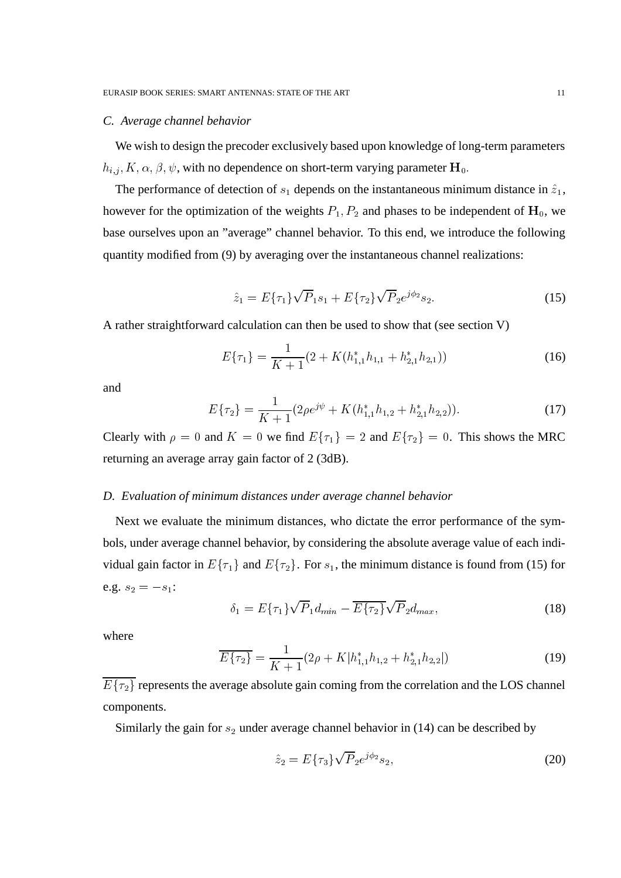### C. Average channel behavior

We wish to design the precoder exclusively based upon knowledge of long-term parameters $h_{i,j}, K, \alpha, \beta, \psi$, with no dependence on short-term varying parameter $\mathbf{H}_0$.

The performance of detection of $s_1$ depends on the instantaneous minimum distance in $\hat{z}_1$, however for the optimization of the weights $P_1, P_2$ and phases to be independent of $\mathbf{H}_0$, we base ourselves upon an "average" channel behavior. To this end, we introduce the following quantity modified from (9) by averaging over the instantaneous channel realizations:

$$\hat{z}_1 = E\{\tau_1\}\sqrt{P}_1 s_1 + E\{\tau_2\}\sqrt{P}_2 e^{j\phi_2} s_2. \tag{15}$$

A rather straightforward calculation can then be used to show that (see section V)

$$E\{\tau_1\} = \frac{1}{K+1}(2 + K(h_{1,1}^* h_{1,1} + h_{2,1}^* h_{2,1})) \tag{16}$$

and

$$E\{\tau_2\} = \frac{1}{K+1}(2\rho e^{j\psi} + K(h_{1,1}^* h_{1,2} + h_{2,1}^* h_{2,2})). \tag{17}$$

Clearly with $\rho = 0$ and $K = 0$ we find $E\{\tau_1\} = 2$ and $E\{\tau_2\} = 0$. This shows the MRC returning an average array gain factor of 2 (3dB).

### D. Evaluation of minimum distances under average channel behavior

Next we evaluate the minimum distances, who dictate the error performance of the symbols, under average channel behavior, by considering the absolute average value of each individual gain factor in $E\{\tau_1\}$ and $E\{\tau_2\}$. For $s_1$, the minimum distance is found from (15) for e.g. $s_2 = -s_1$:

$$\delta_1 = E\{\tau_1\}\sqrt{P}_1 d_{min} - \overline{E\{\tau_2\}}\sqrt{P}_2 d_{max}, \tag{18}$$

where

$$\overline{E\{\tau_2\}} = \frac{1}{K+1}(2\rho + K|h_{1,1}^* h_{1,2} + h_{2,1}^* h_{2,2}|) \tag{19}$$

$\overline{E\{\tau_2\}}$ represents the average absolute gain coming from the correlation and the LOS channel components.

Similarly the gain for $s_2$ under average channel behavior in (14) can be described by

$$\hat{z}_2 = E\{\tau_3\}\sqrt{P}_2 e^{j\phi_2} s_2, \tag{20}$$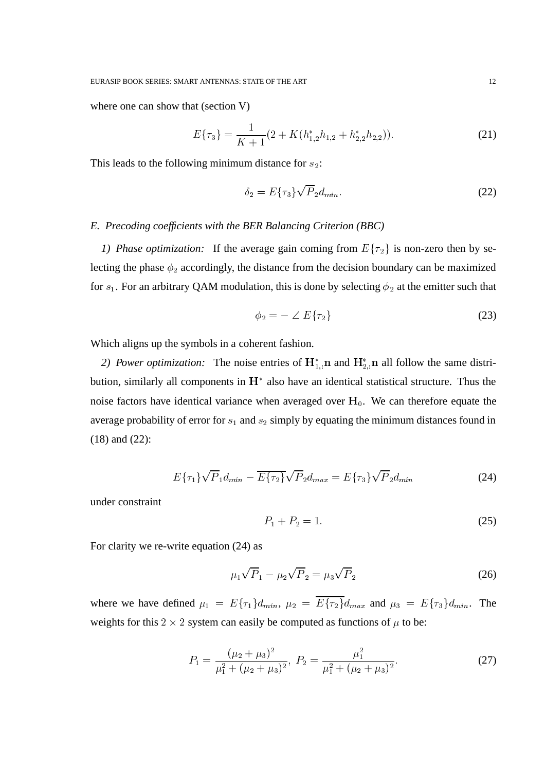where one can show that (section V)

$$E\{\tau_3\} = \frac{1}{K+1}(2 + K(h_{1,2}^* h_{1,2} + h_{2,2}^* h_{2,2})). \tag{21}$$

This leads to the following minimum distance for $s_2$:

$$\delta_2 = E\{\tau_3\}\sqrt{P}_2 d_{min}. \tag{22}$$

### E. Precoding coefficients with the BER Balancing Criterion (BBC)

*1) Phase optimization:* If the average gain coming from $E\{\tau_2\}$ is non-zero then by selecting the phase $\phi_2$ accordingly, the distance from the decision boundary can be maximized for $s_1$. For an arbitrary QAM modulation, this is done by selecting $\phi_2$ at the emitter such that

$$\phi_2 = - \angle\, E\{\tau_2\} \tag{23}$$

Which aligns up the symbols in a coherent fashion.

*2) Power optimization:* The noise entries of $\mathbf{H}_{1,:}^* \mathbf{n}$ and $\mathbf{H}_{2,:}^* \mathbf{n}$ all follow the same distribution, similarly all components in $\mathbf{H}^*$ also have an identical statistical structure. Thus the noise factors have identical variance when averaged over $\mathbf{H}_0$. We can therefore equate the average probability of error for $s_1$ and $s_2$ simply by equating the minimum distances found in (18) and (22):

$$E\{\tau_1\}\sqrt{P}_1 d_{min} - \overline{E\{\tau_2\}}\sqrt{P}_2 d_{max} = E\{\tau_3\}\sqrt{P}_2 d_{min} \tag{24}$$

under constraint

$$P_1 + P_2 = 1. \tag{25}$$

For clarity we re-write equation (24) as

$$\mu_1\sqrt{P}_1 - \mu_2\sqrt{P}_2 = \mu_3\sqrt{P}_2 \tag{26}$$

where we have defined $\mu_1 = E\{\tau_1\}d_{min}$, $\mu_2 = \overline{E\{\tau_2\}}d_{max}$ and $\mu_3 = E\{\tau_3\}d_{min}$. The weights for this $2 \times 2$ system can easily be computed as functions of $\mu$ to be:

$$P_1 = \frac{(\mu_2 + \mu_3)^2}{\mu_1^2 + (\mu_2 + \mu_3)^2},\ P_2 = \frac{\mu_1^2}{\mu_1^2 + (\mu_2 + \mu_3)^2}. \tag{27}$$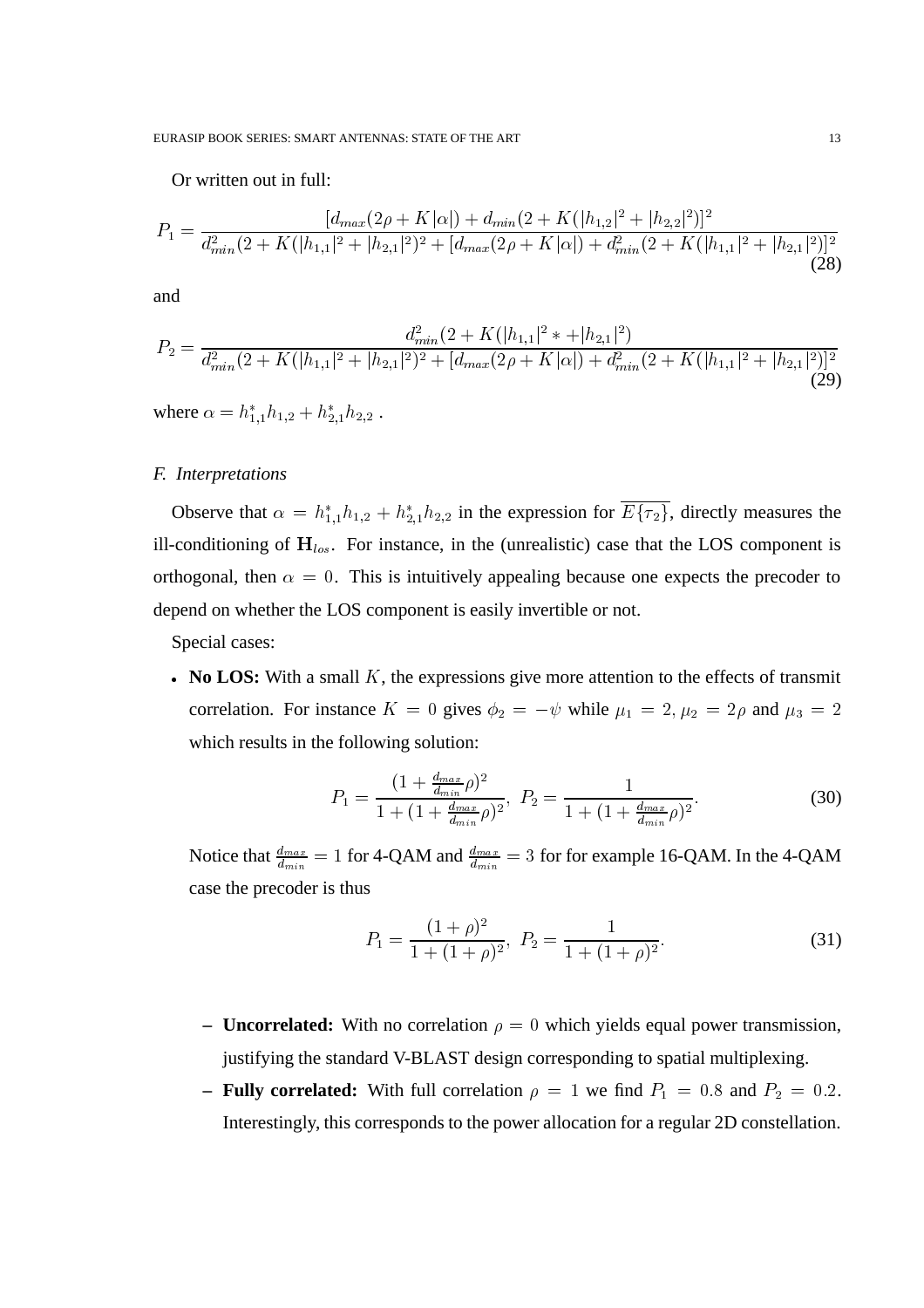Or written out in full:

$$P_1 = \frac{[d_{max}(2\rho + K|\alpha|) + d_{min}(2 + K(|h_{1,2}|^2 + |h_{2,2}|^2)]^2}{d_{min}^2(2 + K(|h_{1,1}|^2 + |h_{2,1}|^2)^2 + [d_{max}(2\rho + K|\alpha|) + d_{min}^2(2 + K(|h_{1,1}|^2 + |h_{2,1}|^2)]^2} \tag{28}$$

and

$$P_2 = \frac{d_{min}^2(2 + K(|h_{1,1}|^2 * + |h_{2,1}|^2)}{d_{min}^2(2 + K(|h_{1,1}|^2 + |h_{2,1}|^2)^2 + [d_{max}(2\rho + K|\alpha|) + d_{min}^2(2 + K(|h_{1,1}|^2 + |h_{2,1}|^2)]^2} \tag{29}$$

where $\alpha = h_{1,1}^* h_{1,2} + h_{2,1}^* h_{2,2}$ .

### F. *Interpretations*

Observe that $\alpha = h_{1,1}^* h_{1,2} + h_{2,1}^* h_{2,2}$ in the expression for $\overline{E\{\tau_2\}}$, directly measures the ill-conditioning of $\mathbf{H}_{los}$. For instance, in the (unrealistic) case that the LOS component is orthogonal, then $\alpha = 0$. This is intuitively appealing because one expects the precoder to depend on whether the LOS component is easily invertible or not.

Special cases:

- **No LOS:** With a small $K$, the expressions give more attention to the effects of transmit correlation. For instance $K = 0$ gives $\phi_2 = -\psi$ while $\mu_1 = 2, \mu_2 = 2\rho$ and $\mu_3 = 2$ which results in the following solution:

$$P_1 = \frac{(1 + \frac{d_{max}}{d_{min}}\rho)^2}{1 + (1 + \frac{d_{max}}{d_{min}}\rho)^2}, \; P_2 = \frac{1}{1 + (1 + \frac{d_{max}}{d_{min}}\rho)^2}. \tag{30}$$

  Notice that $\frac{d_{max}}{d_{min}} = 1$ for 4-QAM and $\frac{d_{max}}{d_{min}} = 3$ for for example 16-QAM. In the 4-QAM case the precoder is thus

$$P_1 = \frac{(1 + \rho)^2}{1 + (1 + \rho)^2}, \; P_2 = \frac{1}{1 + (1 + \rho)^2}. \tag{31}$$

  - **Uncorrelated:** With no correlation $\rho = 0$ which yields equal power transmission, justifying the standard V-BLAST design corresponding to spatial multiplexing.
  - **Fully correlated:** With full correlation $\rho = 1$ we find $P_1 = 0.8$ and $P_2 = 0.2$. Interestingly, this corresponds to the power allocation for a regular 2D constellation.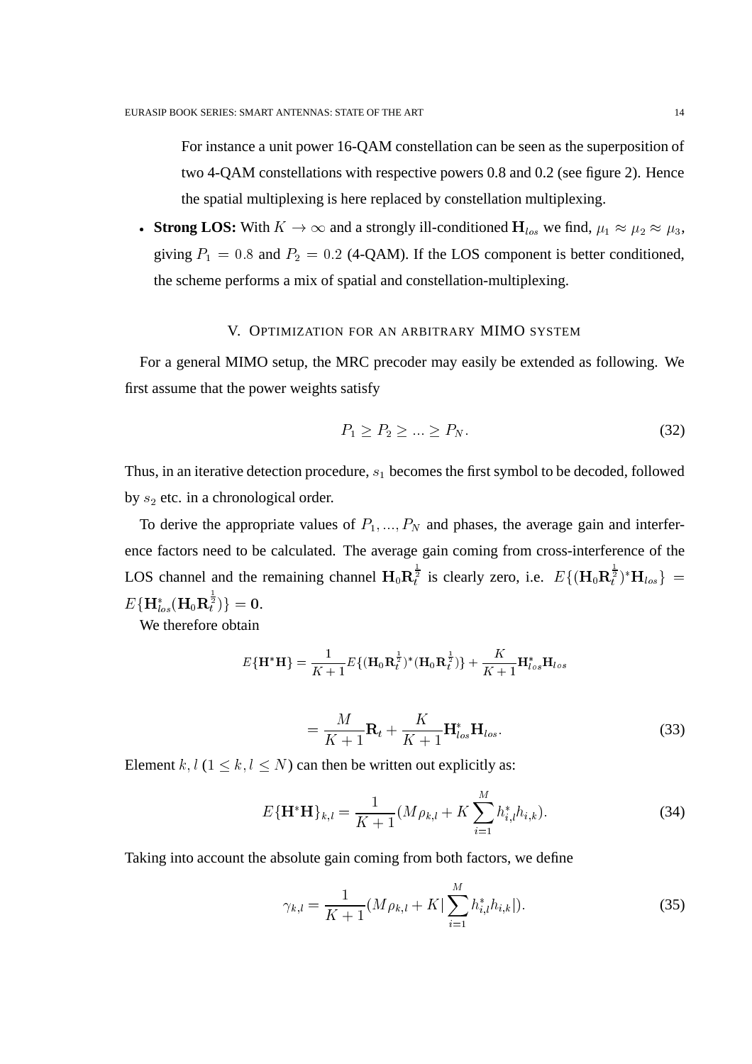For instance a unit power 16-QAM constellation can be seen as the superposition of two 4-QAM constellations with respective powers 0.8 and 0.2 (see figure 2). Hence the spatial multiplexing is here replaced by constellation multiplexing.

- **Strong LOS:** With $K \rightarrow \infty$ and a strongly ill-conditioned $\mathbf{H}_{los}$ we find, $\mu_1 \approx \mu_2 \approx \mu_3$, giving $P_1 = 0.8$ and $P_2 = 0.2$ (4-QAM). If the LOS component is better conditioned, the scheme performs a mix of spatial and constellation-multiplexing.

## V. Optimization for an arbitrary MIMO system

For a general MIMO setup, the MRC precoder may easily be extended as following. We first assume that the power weights satisfy

$$P_1 \geq P_2 \geq ... \geq P_N. \tag{32}$$

Thus, in an iterative detection procedure, $s_1$ becomes the first symbol to be decoded, followed by $s_2$ etc. in a chronological order.

To derive the appropriate values of $P_1, ..., P_N$ and phases, the average gain and interference factors need to be calculated. The average gain coming from cross-interference of the LOS channel and the remaining channel $\mathbf{H}_0\mathbf{R}_t^{\frac{1}{2}}$ is clearly zero, i.e. $E\{(\mathbf{H}_0\mathbf{R}_t^{\frac{1}{2}})^*\mathbf{H}_{los}\} = E\{\mathbf{H}_{los}^*(\mathbf{H}_0\mathbf{R}_t^{\frac{1}{2}})\} = \mathbf{0}$.

We therefore obtain

$$E\{\mathbf{H}^*\mathbf{H}\} = \frac{1}{K+1}E\{(\mathbf{H}_0\mathbf{R}_t^{\frac{1}{2}})^*(\mathbf{H}_0\mathbf{R}_t^{\frac{1}{2}})\} + \frac{K}{K+1}\mathbf{H}_{los}^*\mathbf{H}_{los}$$

$$= \frac{M}{K+1}\mathbf{R}_t + \frac{K}{K+1}\mathbf{H}_{los}^*\mathbf{H}_{los}. \tag{33}$$

Element $k, l$ ($1 \leq k, l \leq N$) can then be written out explicitly as:

$$E\{\mathbf{H}^*\mathbf{H}\}_{k,l} = \frac{1}{K+1}(M\rho_{k,l} + K\sum_{i=1}^{M} h_{i,l}^* h_{i,k}). \tag{34}$$

Taking into account the absolute gain coming from both factors, we define

$$\gamma_{k,l} = \frac{1}{K+1}(M\rho_{k,l} + K|\sum_{i=1}^{M} h_{i,l}^* h_{i,k}|). \tag{35}$$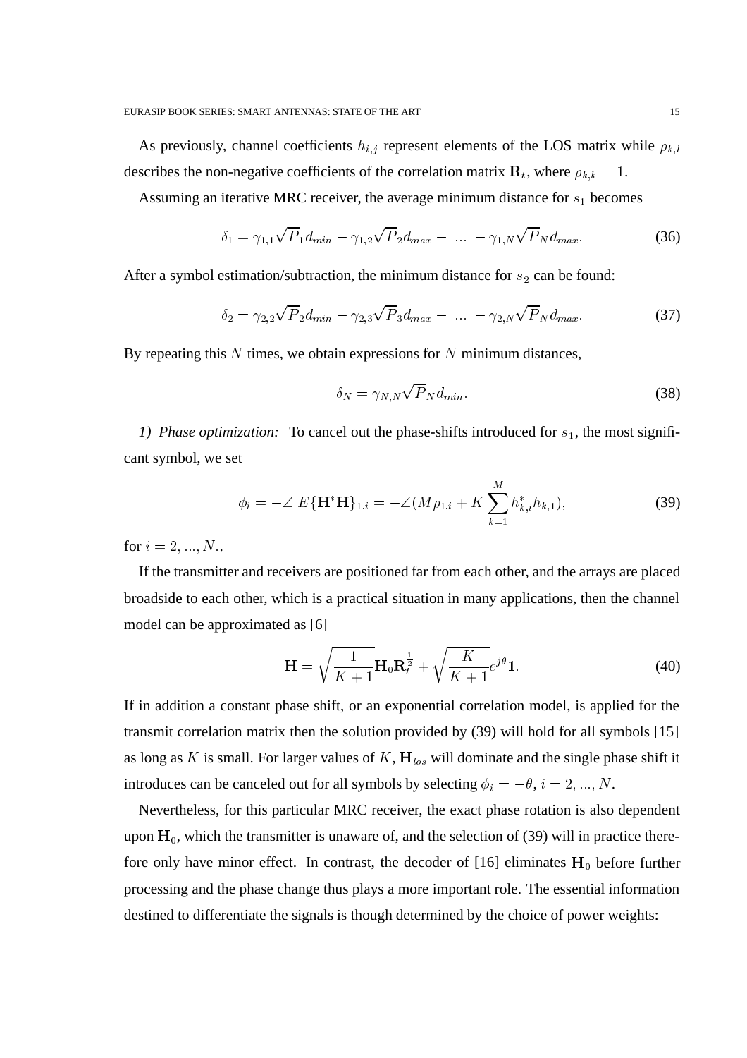As previously, channel coefficients $h_{i,j}$ represent elements of the LOS matrix while $\rho_{k,l}$ describes the non-negative coefficients of the correlation matrix $\mathbf{R}_t$, where $\rho_{k,k} = 1$.

Assuming an iterative MRC receiver, the average minimum distance for $s_1$ becomes

$$\delta_1 = \gamma_{1,1}\sqrt{P}_1 d_{min} - \gamma_{1,2}\sqrt{P}_2 d_{max} - \ \dots \ - \gamma_{1,N}\sqrt{P}_N d_{max}. \tag{36}$$

After a symbol estimation/subtraction, the minimum distance for $s_2$ can be found:

$$\delta_2 = \gamma_{2,2}\sqrt{P}_2 d_{min} - \gamma_{2,3}\sqrt{P}_3 d_{max} - \ \dots \ - \gamma_{2,N}\sqrt{P}_N d_{max}. \tag{37}$$

By repeating this $N$ times, we obtain expressions for $N$ minimum distances,

$$\delta_N = \gamma_{N,N}\sqrt{P}_N d_{min}. \tag{38}$$

*1) Phase optimization:* To cancel out the phase-shifts introduced for $s_1$, the most significant symbol, we set

$$\phi_i = -\angle \ E\{\mathbf{H}^*\mathbf{H}\}_{1,i} = -\angle(M\rho_{1,i} + K\sum_{k=1}^{M} h_{k,i}^* h_{k,1}), \tag{39}$$

for $i = 2, ..., N$..

If the transmitter and receivers are positioned far from each other, and the arrays are placed broadside to each other, which is a practical situation in many applications, then the channel model can be approximated as [6]

$$\mathbf{H} = \sqrt{\frac{1}{K+1}}\mathbf{H}_0\mathbf{R}_t^{\frac{1}{2}} + \sqrt{\frac{K}{K+1}}e^{j\theta}\mathbf{1}. \tag{40}$$

If in addition a constant phase shift, or an exponential correlation model, is applied for the transmit correlation matrix then the solution provided by (39) will hold for all symbols [15] as long as $K$ is small. For larger values of $K$, $\mathbf{H}_{los}$ will dominate and the single phase shift it introduces can be canceled out for all symbols by selecting $\phi_i = -\theta$, $i = 2, ..., N$.

Nevertheless, for this particular MRC receiver, the exact phase rotation is also dependent upon $\mathbf{H}_0$, which the transmitter is unaware of, and the selection of (39) will in practice therefore only have minor effect. In contrast, the decoder of [16] eliminates $\mathbf{H}_0$ before further processing and the phase change thus plays a more important role. The essential information destined to differentiate the signals is though determined by the choice of power weights: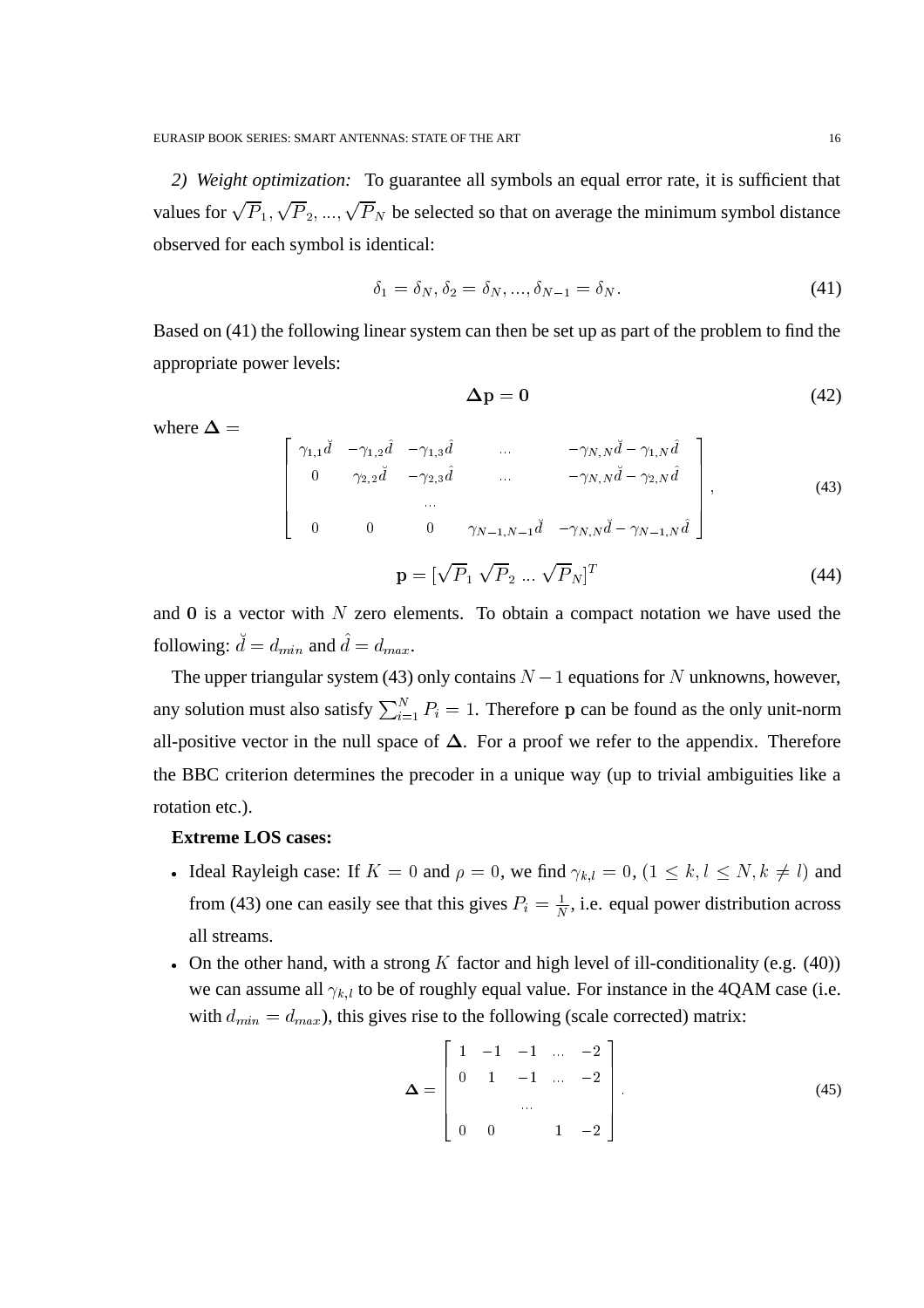*2) Weight optimization:* To guarantee all symbols an equal error rate, it is sufficient that values for $\sqrt{P}_1, \sqrt{P}_2, ..., \sqrt{P}_N$ be selected so that on average the minimum symbol distance observed for each symbol is identical:

$$\delta_1 = \delta_N, \delta_2 = \delta_N, ..., \delta_{N-1} = \delta_N. \tag{41}$$

Based on (41) the following linear system can then be set up as part of the problem to find the appropriate power levels:

$$\mathbf{\Delta p} = \mathbf{0} \tag{42}$$

where $\mathbf{\Delta} =$

$$\begin{bmatrix} \gamma_{1,1}\breve{d} & -\gamma_{1,2}\hat{d} & -\gamma_{1,3}\hat{d} & \dots & -\gamma_{N,N}\breve{d} - \gamma_{1,N}\hat{d} \\ 0 & \gamma_{2,2}\breve{d} & -\gamma_{2,3}\hat{d} & \dots & -\gamma_{N,N}\breve{d} - \gamma_{2,N}\hat{d} \\ & & \dots & & \\ 0 & 0 & 0 & \gamma_{N-1,N-1}\breve{d} & -\gamma_{N,N}\breve{d} - \gamma_{N-1,N}\hat{d} \end{bmatrix}, \tag{43}$$

$$\mathbf{p} = [\sqrt{P}_1 \; \sqrt{P}_2 \; ... \; \sqrt{P}_N]^T \tag{44}$$

and $\mathbf{0}$ is a vector with $N$ zero elements. To obtain a compact notation we have used the following: $\breve{d} = d_{min}$ and $\hat{d} = d_{max}$.

The upper triangular system (43) only contains $N-1$ equations for $N$ unknowns, however, any solution must also satisfy $\sum_{i=1}^{N} P_i = 1$. Therefore $\mathbf{p}$ can be found as the only unit-norm all-positive vector in the null space of $\mathbf{\Delta}$. For a proof we refer to the appendix. Therefore the BBC criterion determines the precoder in a unique way (up to trivial ambiguities like a rotation etc.).

**Extreme LOS cases:**

- Ideal Rayleigh case: If $K = 0$ and $\rho = 0$, we find $\gamma_{k,l} = 0$, $(1 \leq k, l \leq N, k \neq l)$ and from (43) one can easily see that this gives $P_i = \frac{1}{N}$, i.e. equal power distribution across all streams.
- On the other hand, with a strong $K$ factor and high level of ill-conditionality (e.g. (40)) we can assume all $\gamma_{k,l}$ to be of roughly equal value. For instance in the 4QAM case (i.e. with $d_{min} = d_{max}$), this gives rise to the following (scale corrected) matrix:

$$\mathbf{\Delta} = \begin{bmatrix} 1 & -1 & -1 & \dots & -2 \\ 0 & 1 & -1 & \dots & -2 \\ & & \dots & & \\ 0 & 0 & & 1 & -2 \end{bmatrix}. \tag{45}$$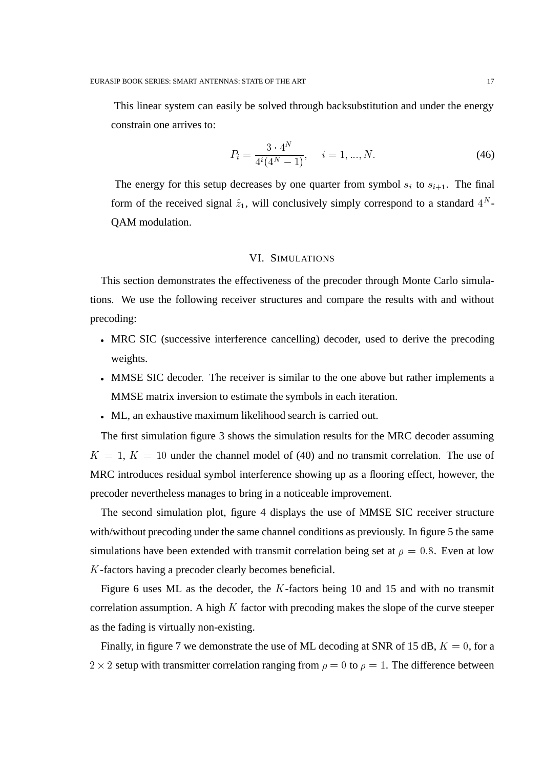This linear system can easily be solved through backsubstitution and under the energy constrain one arrives to:

$$P_i = \frac{3 \cdot 4^N}{4^i (4^N - 1)}, \quad i = 1, ..., N. \tag{46}$$

The energy for this setup decreases by one quarter from symbol $s_i$ to $s_{i+1}$. The final form of the received signal $\hat{z}_1$, will conclusively simply correspond to a standard $4^N$-QAM modulation.

## VI. Simulations

This section demonstrates the effectiveness of the precoder through Monte Carlo simulations. We use the following receiver structures and compare the results with and without precoding:

- MRC SIC (successive interference cancelling) decoder, used to derive the precoding weights.
- MMSE SIC decoder. The receiver is similar to the one above but rather implements a MMSE matrix inversion to estimate the symbols in each iteration.
- ML, an exhaustive maximum likelihood search is carried out.

The first simulation figure 3 shows the simulation results for the MRC decoder assuming $K = 1$, $K = 10$ under the channel model of (40) and no transmit correlation. The use of MRC introduces residual symbol interference showing up as a flooring effect, however, the precoder nevertheless manages to bring in a noticeable improvement.

The second simulation plot, figure 4 displays the use of MMSE SIC receiver structure with/without precoding under the same channel conditions as previously. In figure 5 the same simulations have been extended with transmit correlation being set at $\rho = 0.8$. Even at low $K$-factors having a precoder clearly becomes beneficial.

Figure 6 uses ML as the decoder, the $K$-factors being 10 and 15 and with no transmit correlation assumption. A high $K$ factor with precoding makes the slope of the curve steeper as the fading is virtually non-existing.

Finally, in figure 7 we demonstrate the use of ML decoding at SNR of 15 dB, $K = 0$, for a $2 \times 2$ setup with transmitter correlation ranging from $\rho = 0$ to $\rho = 1$. The difference between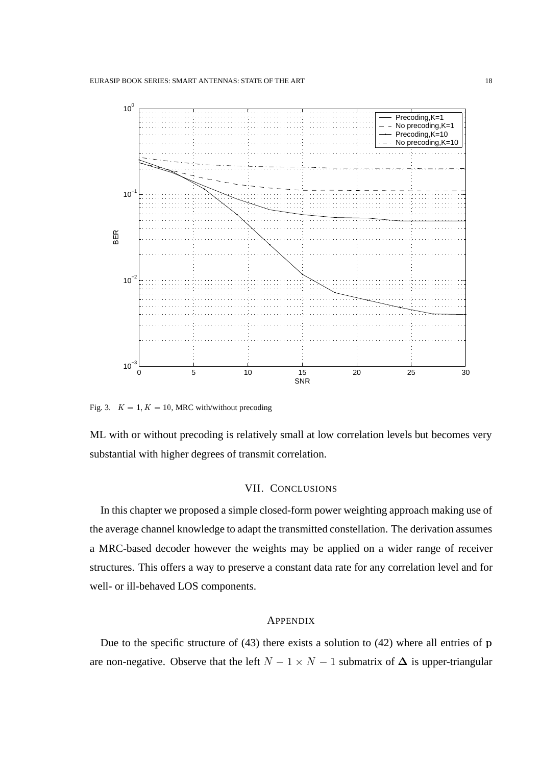Fig. 3. $K = 1, K = 10$, MRC with/without precoding

ML with or without precoding is relatively small at low correlation levels but becomes very substantial with higher degrees of transmit correlation.

## VII. Conclusions

In this chapter we proposed a simple closed-form power weighting approach making use of the average channel knowledge to adapt the transmitted constellation. The derivation assumes a MRC-based decoder however the weights may be applied on a wider range of receiver structures. This offers a way to preserve a constant data rate for any correlation level and for well- or ill-behaved LOS components.

## Appendix

Due to the specific structure of (43) there exists a solution to (42) where all entries of $\mathbf{p}$ are non-negative. Observe that the left $N-1 \times N-1$ submatrix of $\boldsymbol{\Delta}$ is upper-triangular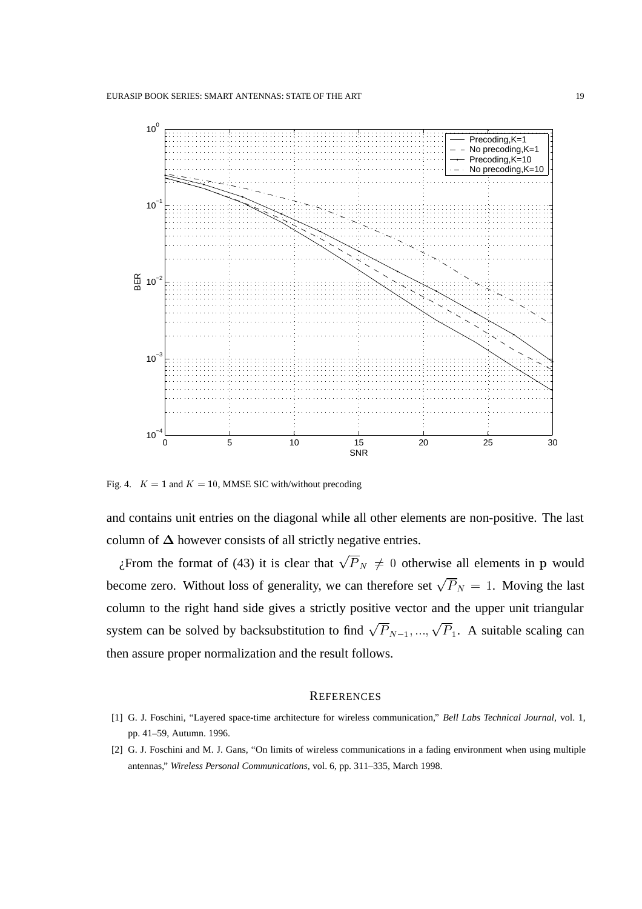Fig. 4. $K = 1$ and $K = 10$, MMSE SIC with/without precoding

and contains unit entries on the diagonal while all other elements are non-positive. The last column of $\boldsymbol{\Delta}$ however consists of all strictly negative entries.

¿From the format of (43) it is clear that $\sqrt{P}_N \neq 0$ otherwise all elements in $\mathbf{p}$ would become zero. Without loss of generality, we can therefore set $\sqrt{P}_N = 1$. Moving the last column to the right hand side gives a strictly positive vector and the upper unit triangular system can be solved by backsubstitution to find $\sqrt{P}_{N-1}, ..., \sqrt{P}_1$. A suitable scaling can then assure proper normalization and the result follows.

## REFERENCES

[1] G. J. Foschini, "Layered space-time architecture for wireless communication," *Bell Labs Technical Journal*, vol. 1, pp. 41–59, Autumn. 1996.

[2] G. J. Foschini and M. J. Gans, "On limits of wireless communications in a fading environment when using multiple antennas," *Wireless Personal Communications*, vol. 6, pp. 311–335, March 1998.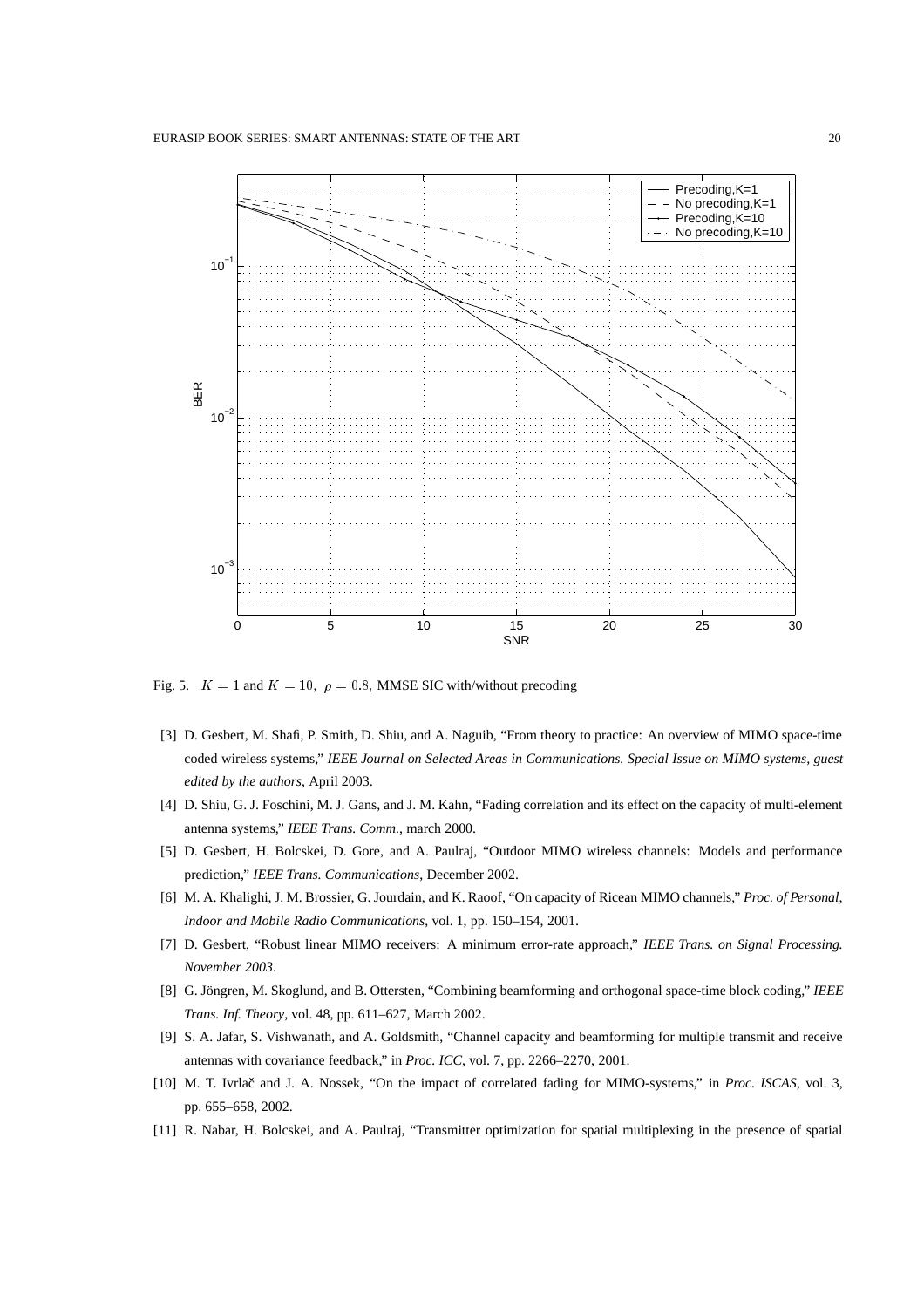Fig. 5. $K = 1$ and $K = 10$, $\rho = 0.8$, MMSE SIC with/without precoding

[3] D. Gesbert, M. Shafi, P. Smith, D. Shiu, and A. Naguib, "From theory to practice: An overview of MIMO space-time coded wireless systems," *IEEE Journal on Selected Areas in Communications. Special Issue on MIMO systems, guest edited by the authors*, April 2003.

[4] D. Shiu, G. J. Foschini, M. J. Gans, and J. M. Kahn, "Fading correlation and its effect on the capacity of multi-element antenna systems," *IEEE Trans. Comm.*, march 2000.

[5] D. Gesbert, H. Bolcskei, D. Gore, and A. Paulraj, "Outdoor MIMO wireless channels: Models and performance prediction," *IEEE Trans. Communications*, December 2002.

[6] M. A. Khalighi, J. M. Brossier, G. Jourdain, and K. Raoof, "On capacity of Ricean MIMO channels," *Proc. of Personal, Indoor and Mobile Radio Communications*, vol. 1, pp. 150–154, 2001.

[7] D. Gesbert, "Robust linear MIMO receivers: A minimum error-rate approach," *IEEE Trans. on Signal Processing. November 2003*.

[8] G. Jöngren, M. Skoglund, and B. Ottersten, "Combining beamforming and orthogonal space-time block coding," *IEEE Trans. Inf. Theory*, vol. 48, pp. 611–627, March 2002.

[9] S. A. Jafar, S. Vishwanath, and A. Goldsmith, "Channel capacity and beamforming for multiple transmit and receive antennas with covariance feedback," in *Proc. ICC*, vol. 7, pp. 2266–2270, 2001.

[10] M. T. Ivrlač and J. A. Nossek, "On the impact of correlated fading for MIMO-systems," in *Proc. ISCAS*, vol. 3, pp. 655–658, 2002.

[11] R. Nabar, H. Bolcskei, and A. Paulraj, "Transmitter optimization for spatial multiplexing in the presence of spatial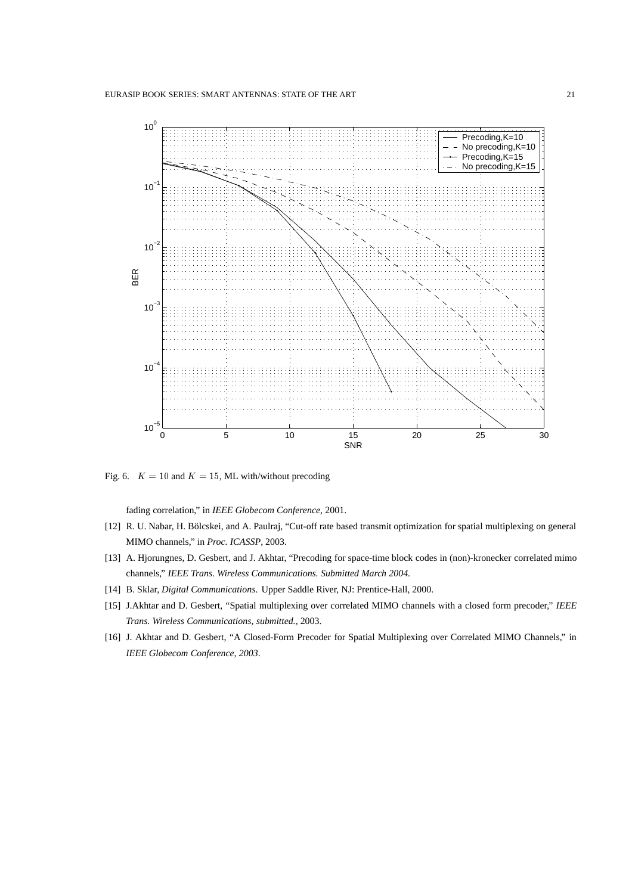Fig. 6. $K = 10$ and $K = 15$, ML with/without precoding

fading correlation," in *IEEE Globecom Conference*, 2001.

[12] R. U. Nabar, H. Bölcskei, and A. Paulraj, "Cut-off rate based transmit optimization for spatial multiplexing on general MIMO channels," in *Proc. ICASSP*, 2003.

[13] A. Hjorungnes, D. Gesbert, and J. Akhtar, "Precoding for space-time block codes in (non)-kronecker correlated mimo channels," *IEEE Trans. Wireless Communications. Submitted March 2004.*

[14] B. Sklar, *Digital Communications*. Upper Saddle River, NJ: Prentice-Hall, 2000.

[15] J.Akhtar and D. Gesbert, "Spatial multiplexing over correlated MIMO channels with a closed form precoder," *IEEE Trans. Wireless Communications, submitted.*, 2003.

[16] J. Akhtar and D. Gesbert, "A Closed-Form Precoder for Spatial Multiplexing over Correlated MIMO Channels," in *IEEE Globecom Conference, 2003*.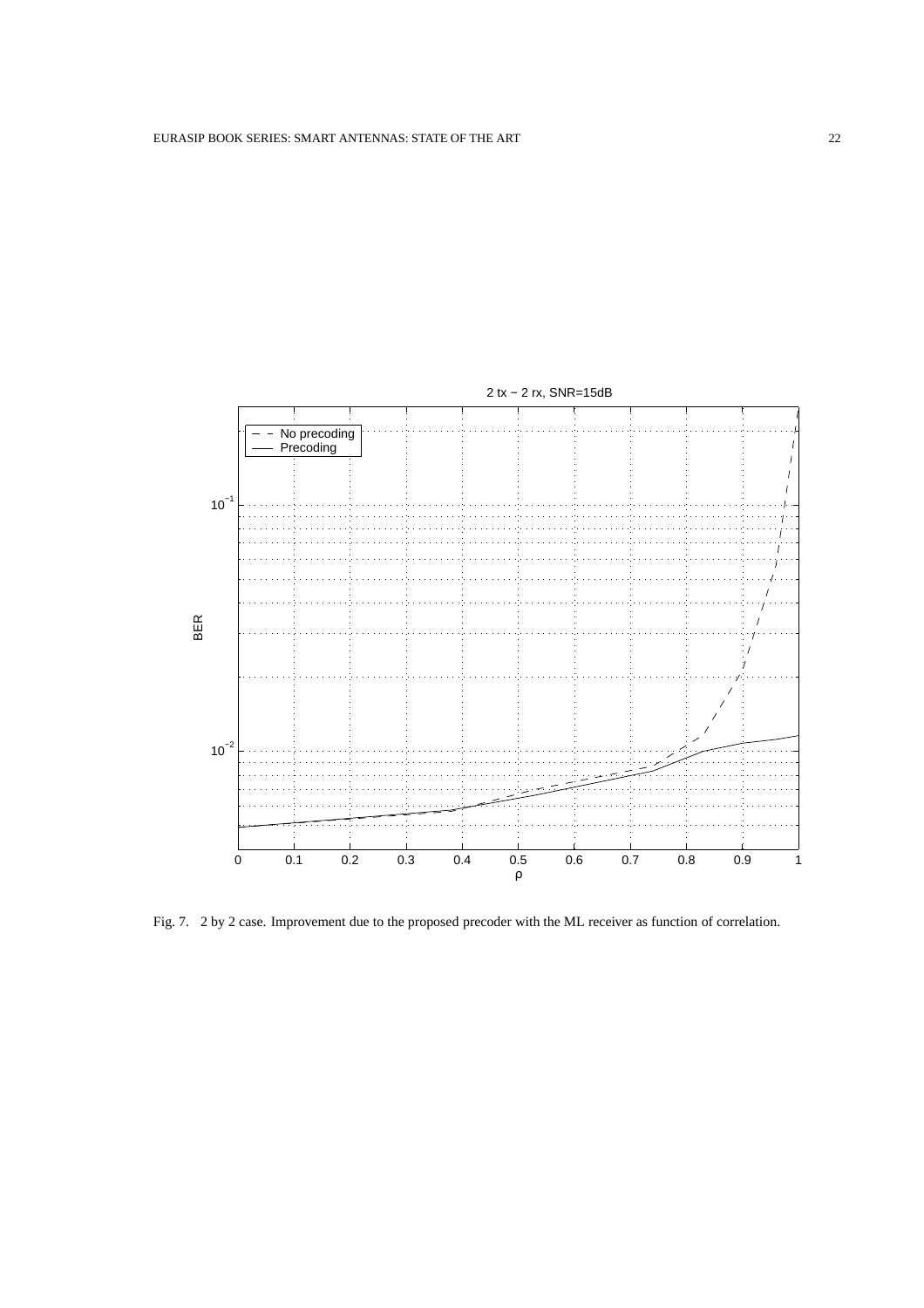2 tx − 2 rx, SNR=15dB

No precoding
Precoding

BER

$10^{-1}$

$10^{-2}$

0
0.1
0.2
0.3
0.4
0.5
0.6
0.7
0.8
0.9
1

ρ

Fig. 7. 2 by 2 case. Improvement due to the proposed precoder with the ML receiver as function of correlation.